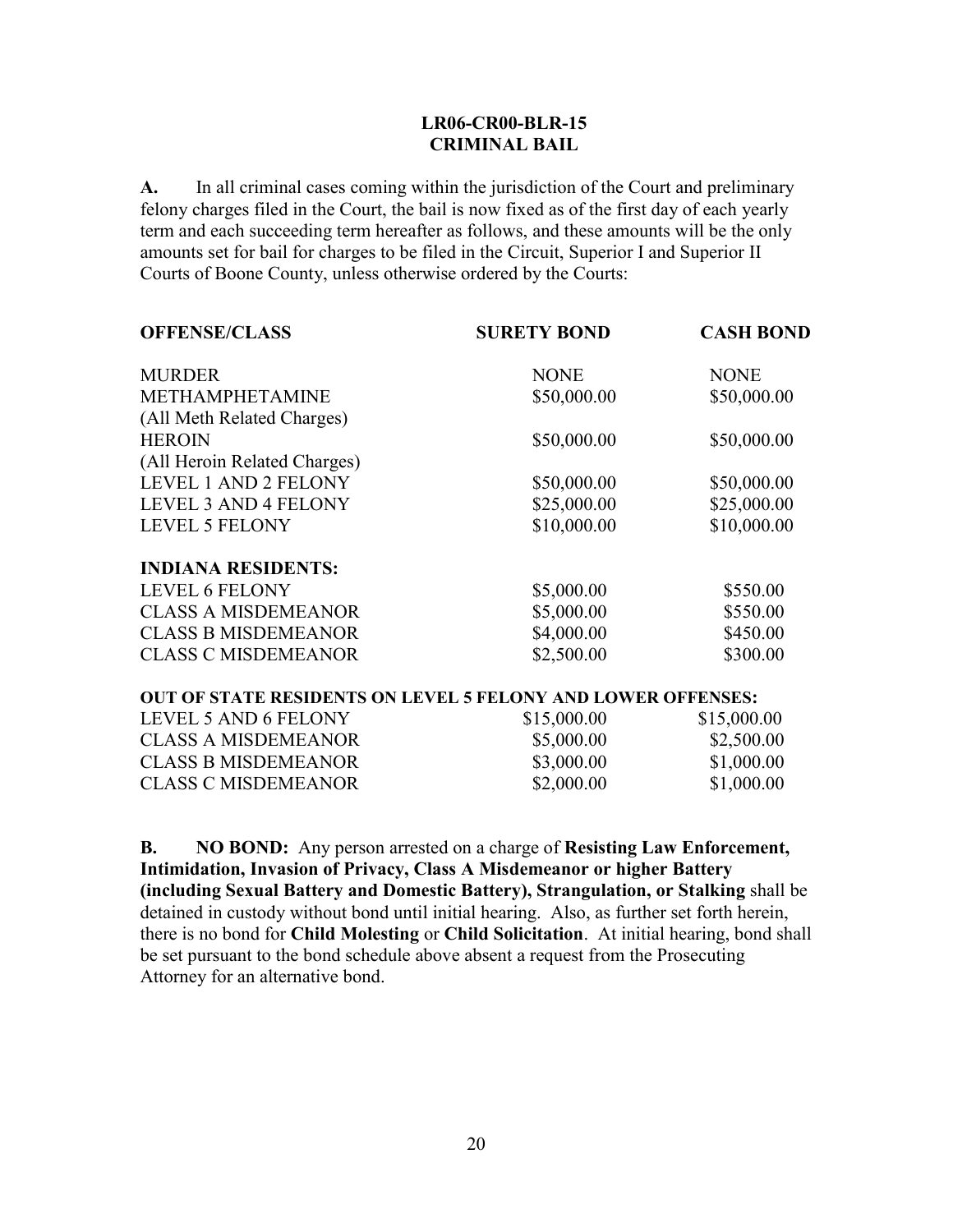# LR06-CR00-BLR-15
# CRIMINAL BAIL

**A.** In all criminal cases coming within the jurisdiction of the Court and preliminary felony charges filed in the Court, the bail is now fixed as of the first day of each yearly term and each succeeding term hereafter as follows, and these amounts will be the only amounts set for bail for charges to be filed in the Circuit, Superior I and Superior II Courts of Boone County, unless otherwise ordered by the Courts:

| OFFENSE/CLASS | SURETY BOND | CASH BOND |
|---|---|---|
| MURDER | NONE | NONE |
| METHAMPHETAMINE (All Meth Related Charges) | \$50,000.00 | \$50,000.00 |
| HEROIN (All Heroin Related Charges) | \$50,000.00 | \$50,000.00 |
| LEVEL 1 AND 2 FELONY | \$50,000.00 | \$50,000.00 |
| LEVEL 3 AND 4 FELONY | \$25,000.00 | \$25,000.00 |
| LEVEL 5 FELONY | \$10,000.00 | \$10,000.00 |
| **INDIANA RESIDENTS:** | | |
| LEVEL 6 FELONY | \$5,000.00 | \$550.00 |
| CLASS A MISDEMEANOR | \$5,000.00 | \$550.00 |
| CLASS B MISDEMEANOR | \$4,000.00 | \$450.00 |
| CLASS C MISDEMEANOR | \$2,500.00 | \$300.00 |
| **OUT OF STATE RESIDENTS ON LEVEL 5 FELONY AND LOWER OFFENSES:** | | |
| LEVEL 5 AND 6 FELONY | \$15,000.00 | \$15,000.00 |
| CLASS A MISDEMEANOR | \$5,000.00 | \$2,500.00 |
| CLASS B MISDEMEANOR | \$3,000.00 | \$1,000.00 |
| CLASS C MISDEMEANOR | \$2,000.00 | \$1,000.00 |

**B. NO BOND:** Any person arrested on a charge of **Resisting Law Enforcement, Intimidation, Invasion of Privacy, Class A Misdemeanor or higher Battery (including Sexual Battery and Domestic Battery), Strangulation, or Stalking** shall be detained in custody without bond until initial hearing. Also, as further set forth herein, there is no bond for **Child Molesting** or **Child Solicitation**. At initial hearing, bond shall be set pursuant to the bond schedule above absent a request from the Prosecuting Attorney for an alternative bond.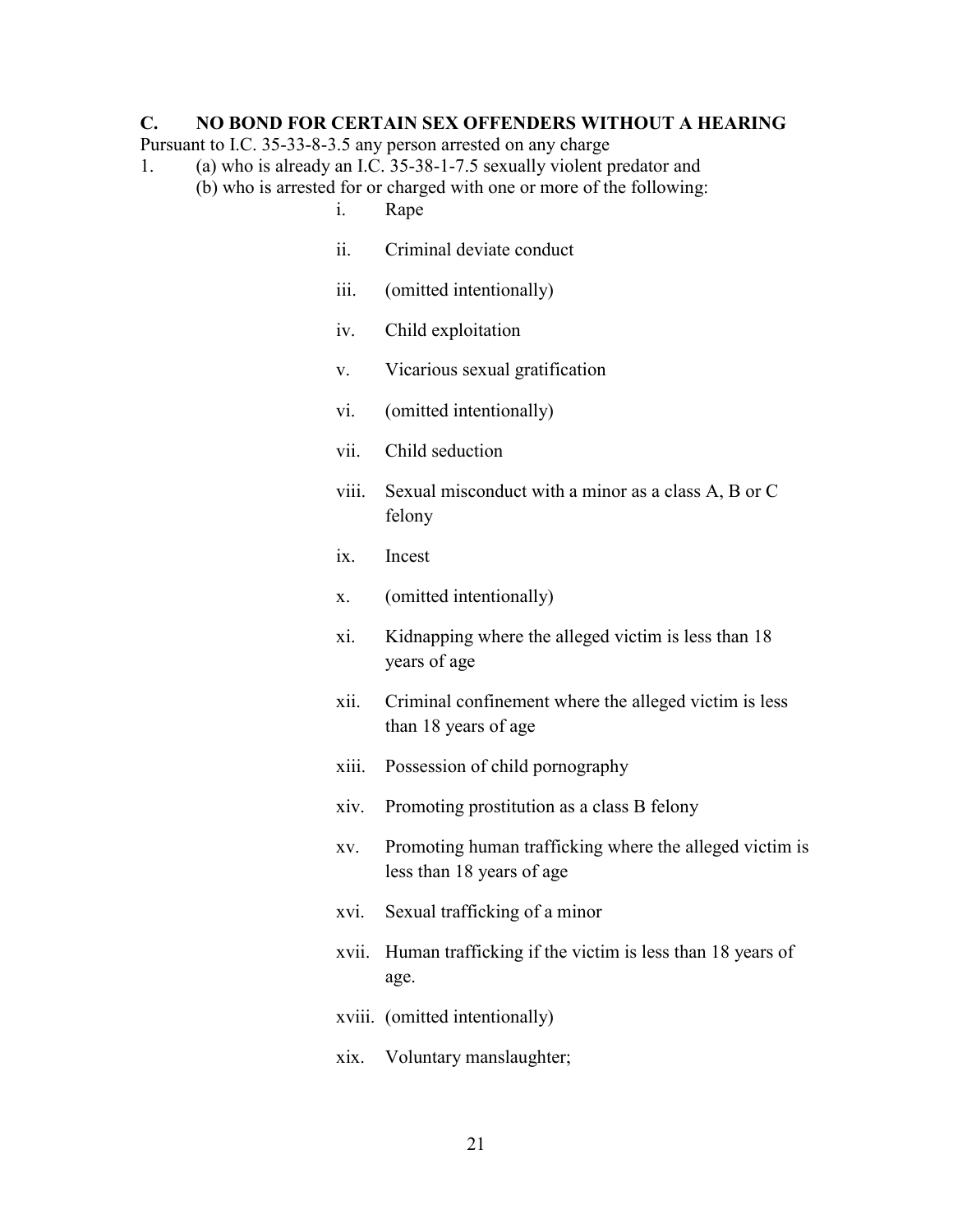## C. NO BOND FOR CERTAIN SEX OFFENDERS WITHOUT A HEARING

Pursuant to I.C. 35-33-8-3.5 any person arrested on any charge

1. (a) who is already an I.C. 35-38-1-7.5 sexually violent predator and
   (b) who is arrested for or charged with one or more of the following:
   - i. Rape
   - ii. Criminal deviate conduct
   - iii. (omitted intentionally)
   - iv. Child exploitation
   - v. Vicarious sexual gratification
   - vi. (omitted intentionally)
   - vii. Child seduction
   - viii. Sexual misconduct with a minor as a class A, B or C felony
   - ix. Incest
   - x. (omitted intentionally)
   - xi. Kidnapping where the alleged victim is less than 18 years of age
   - xii. Criminal confinement where the alleged victim is less than 18 years of age
   - xiii. Possession of child pornography
   - xiv. Promoting prostitution as a class B felony
   - xv. Promoting human trafficking where the alleged victim is less than 18 years of age
   - xvi. Sexual trafficking of a minor
   - xvii. Human trafficking if the victim is less than 18 years of age.
   - xviii. (omitted intentionally)
   - xix. Voluntary manslaughter;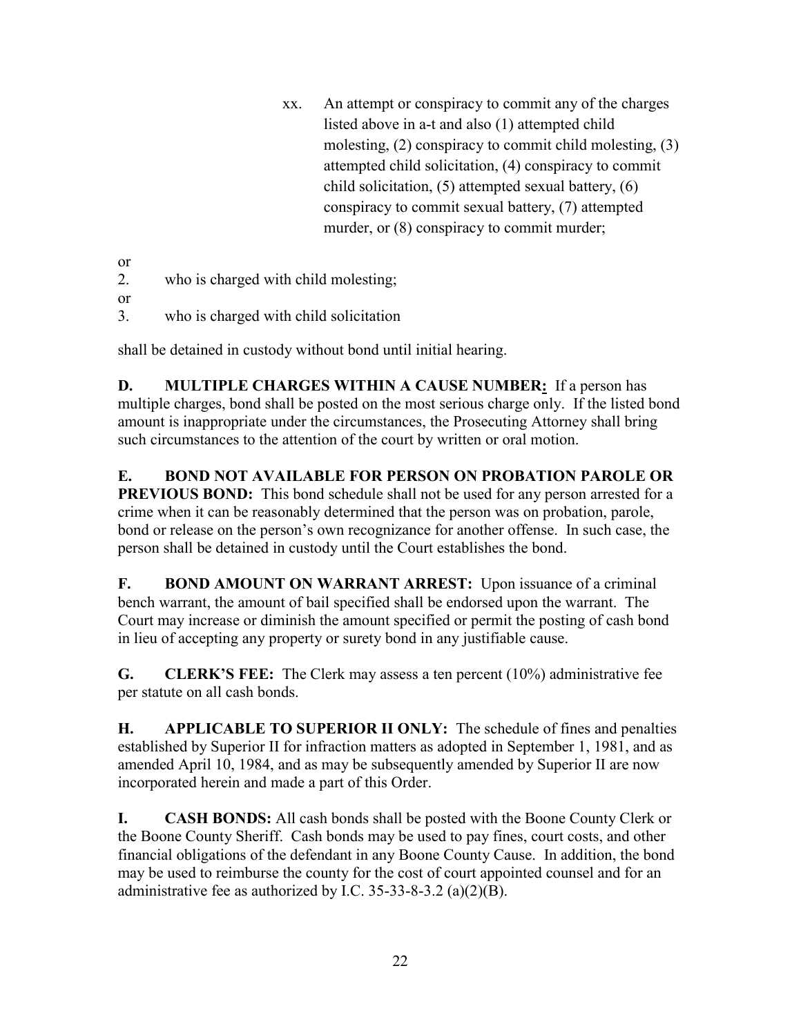xx. An attempt or conspiracy to commit any of the charges listed above in a-t and also (1) attempted child molesting, (2) conspiracy to commit child molesting, (3) attempted child solicitation, (4) conspiracy to commit child solicitation, (5) attempted sexual battery, (6) conspiracy to commit sexual battery, (7) attempted murder, or (8) conspiracy to commit murder;

or

2. who is charged with child molesting;

or

3. who is charged with child solicitation

shall be detained in custody without bond until initial hearing.

**D. MULTIPLE CHARGES WITHIN A CAUSE NUMBER:** If a person has multiple charges, bond shall be posted on the most serious charge only. If the listed bond amount is inappropriate under the circumstances, the Prosecuting Attorney shall bring such circumstances to the attention of the court by written or oral motion.

**E. BOND NOT AVAILABLE FOR PERSON ON PROBATION PAROLE OR PREVIOUS BOND:** This bond schedule shall not be used for any person arrested for a crime when it can be reasonably determined that the person was on probation, parole, bond or release on the person's own recognizance for another offense. In such case, the person shall be detained in custody until the Court establishes the bond.

**F. BOND AMOUNT ON WARRANT ARREST:** Upon issuance of a criminal bench warrant, the amount of bail specified shall be endorsed upon the warrant. The Court may increase or diminish the amount specified or permit the posting of cash bond in lieu of accepting any property or surety bond in any justifiable cause.

**G. CLERK'S FEE:** The Clerk may assess a ten percent (10%) administrative fee per statute on all cash bonds.

**H. APPLICABLE TO SUPERIOR II ONLY:** The schedule of fines and penalties established by Superior II for infraction matters as adopted in September 1, 1981, and as amended April 10, 1984, and as may be subsequently amended by Superior II are now incorporated herein and made a part of this Order.

**I. CASH BONDS:** All cash bonds shall be posted with the Boone County Clerk or the Boone County Sheriff. Cash bonds may be used to pay fines, court costs, and other financial obligations of the defendant in any Boone County Cause. In addition, the bond may be used to reimburse the county for the cost of court appointed counsel and for an administrative fee as authorized by I.C. 35-33-8-3.2 (a)(2)(B).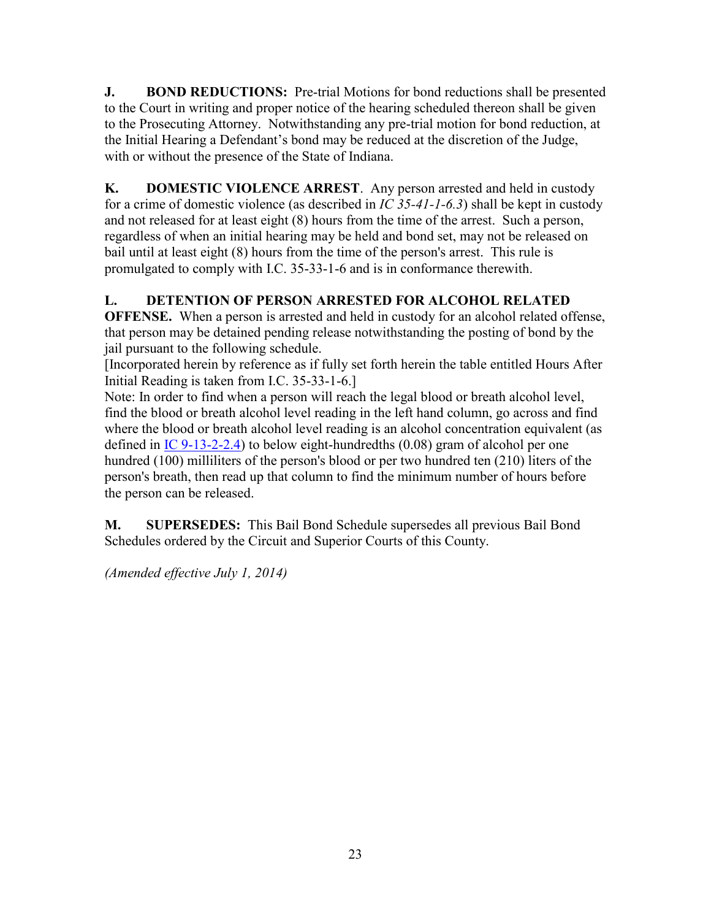**J. BOND REDUCTIONS:** Pre-trial Motions for bond reductions shall be presented to the Court in writing and proper notice of the hearing scheduled thereon shall be given to the Prosecuting Attorney. Notwithstanding any pre-trial motion for bond reduction, at the Initial Hearing a Defendant's bond may be reduced at the discretion of the Judge, with or without the presence of the State of Indiana.

**K. DOMESTIC VIOLENCE ARREST**. Any person arrested and held in custody for a crime of domestic violence (as described in *IC 35-41-1-6.3*) shall be kept in custody and not released for at least eight (8) hours from the time of the arrest. Such a person, regardless of when an initial hearing may be held and bond set, may not be released on bail until at least eight (8) hours from the time of the person's arrest. This rule is promulgated to comply with I.C. 35-33-1-6 and is in conformance therewith.

**L. DETENTION OF PERSON ARRESTED FOR ALCOHOL RELATED OFFENSE.** When a person is arrested and held in custody for an alcohol related offense, that person may be detained pending release notwithstanding the posting of bond by the jail pursuant to the following schedule.

[Incorporated herein by reference as if fully set forth herein the table entitled Hours After Initial Reading is taken from I.C. 35-33-1-6.]

Note: In order to find when a person will reach the legal blood or breath alcohol level, find the blood or breath alcohol level reading in the left hand column, go across and find where the blood or breath alcohol level reading is an alcohol concentration equivalent (as defined in IC 9-13-2-2.4) to below eight-hundredths (0.08) gram of alcohol per one hundred (100) milliliters of the person's blood or per two hundred ten (210) liters of the person's breath, then read up that column to find the minimum number of hours before the person can be released.

**M. SUPERSEDES:** This Bail Bond Schedule supersedes all previous Bail Bond Schedules ordered by the Circuit and Superior Courts of this County.

*(Amended effective July 1, 2014)*